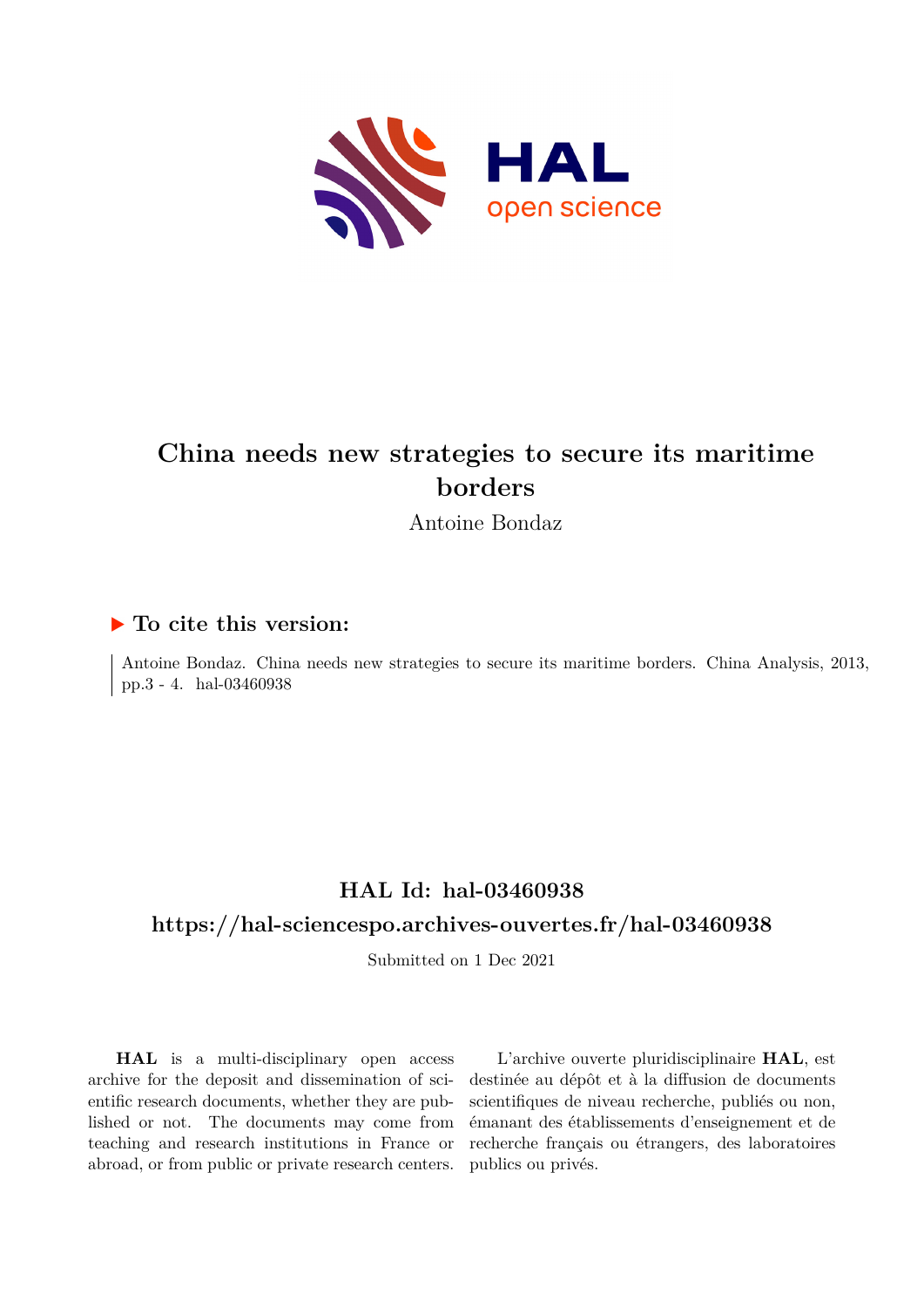# China needs new strategies to secure its maritime borders

Antoine Bondaz

## ▶ To cite this version:

Antoine Bondaz. China needs new strategies to secure its maritime borders. China Analysis, 2013, pp.3 - 4. hal-03460938

## HAL Id: hal-03460938

## https://hal-sciencespo.archives-ouvertes.fr/hal-03460938

Submitted on 1 Dec 2021

**HAL** is a multi-disciplinary open access archive for the deposit and dissemination of scientific research documents, whether they are published or not. The documents may come from teaching and research institutions in France or abroad, or from public or private research centers.

L'archive ouverte pluridisciplinaire **HAL**, est destinée au dépôt et à la diffusion de documents scientifiques de niveau recherche, publiés ou non, émanant des établissements d'enseignement et de recherche français ou étrangers, des laboratoires publics ou privés.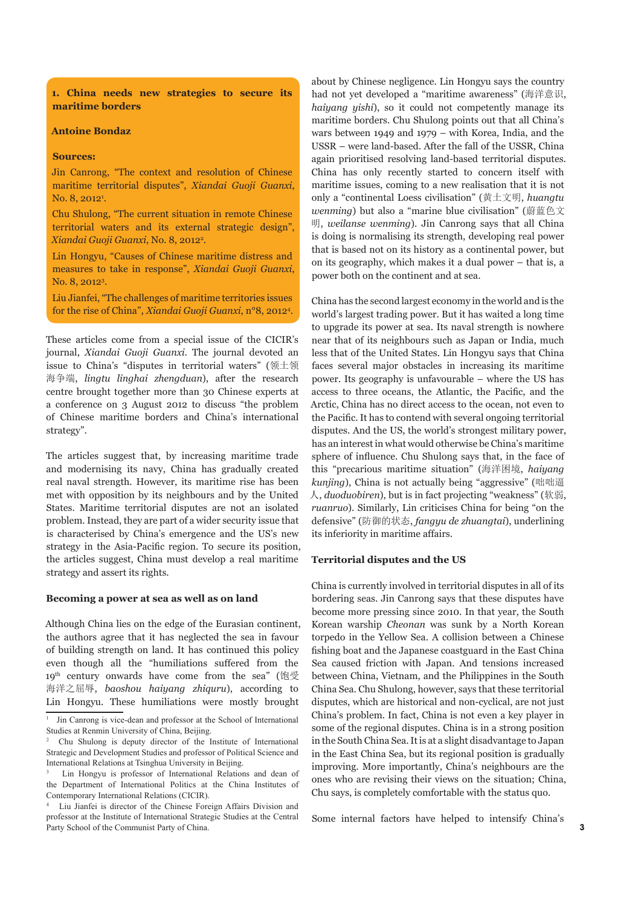## 1. China needs new strategies to secure its maritime borders

**Antoine Bondaz**

**Sources:**

Jin Canrong, "The context and resolution of Chinese maritime territorial disputes", *Xiandai Guoji Guanxi*, No. 8, 2012[1].

Chu Shulong, "The current situation in remote Chinese territorial waters and its external strategic design", *Xiandai Guoji Guanxi*, No. 8, 2012[2].

Lin Hongyu, "Causes of Chinese maritime distress and measures to take in response", *Xiandai Guoji Guanxi*, No. 8, 2012[3].

Liu Jianfei, "The challenges of maritime territories issues for the rise of China", *Xiandai Guoji Guanxi*, n°8, 2012[4].

These articles come from a special issue of the CICIR's journal, *Xiandai Guoji Guanxi*. The journal devoted an issue to China's "disputes in territorial waters" (领土领海争端, *lingtu linghai zhengduan*), after the research centre brought together more than 30 Chinese experts at a conference on 3 August 2012 to discuss "the problem of Chinese maritime borders and China's international strategy".

The articles suggest that, by increasing maritime trade and modernising its navy, China has gradually created real naval strength. However, its maritime rise has been met with opposition by its neighbours and by the United States. Maritime territorial disputes are not an isolated problem. Instead, they are part of a wider security issue that is characterised by China's emergence and the US's new strategy in the Asia-Pacific region. To secure its position, the articles suggest, China must develop a real maritime strategy and assert its rights.

### Becoming a power at sea as well as on land

Although China lies on the edge of the Eurasian continent, the authors agree that it has neglected the sea in favour of building strength on land. It has continued this policy even though all the "humiliations suffered from the 19th century onwards have come from the sea" (饱受海洋之屈辱, *baoshou haiyang zhiquru*), according to Lin Hongyu. These humiliations were mostly brought about by Chinese negligence. Lin Hongyu says the country had not yet developed a "maritime awareness" (海洋意识, *haiyang yishi*), so it could not competently manage its maritime borders. Chu Shulong points out that all China's wars between 1949 and 1979 – with Korea, India, and the USSR – were land-based. After the fall of the USSR, China again prioritised resolving land-based territorial disputes. China has only recently started to concern itself with maritime issues, coming to a new realisation that it is not only a "continental Loess civilisation" (黄土文明, *huangtu wenming*) but also a "marine blue civilisation" (蔚蓝色文明, *weilanse wenming*). Jin Canrong says that all China is doing is normalising its strength, developing real power that is based not on its history as a continental power, but on its geography, which makes it a dual power – that is, a power both on the continent and at sea.

China has the second largest economy in the world and is the world's largest trading power. But it has waited a long time to upgrade its power at sea. Its naval strength is nowhere near that of its neighbours such as Japan or India, much less that of the United States. Lin Hongyu says that China faces several major obstacles in increasing its maritime power. Its geography is unfavourable – where the US has access to three oceans, the Atlantic, the Pacific, and the Arctic, China has no direct access to the ocean, not even to the Pacific. It has to contend with several ongoing territorial disputes. And the US, the world's strongest military power, has an interest in what would otherwise be China's maritime sphere of influence. Chu Shulong says that, in the face of this "precarious maritime situation" (海洋困境, *haiyang kunjing*), China is not actually being "aggressive" (咄咄逼人, *duoduobiren*), but is in fact projecting "weakness" (软弱, *ruanruo*). Similarly, Lin criticises China for being "on the defensive" (防御的状态, *fangyu de zhuangtai*), underlining its inferiority in maritime affairs.

### Territorial disputes and the US

China is currently involved in territorial disputes in all of its bordering seas. Jin Canrong says that these disputes have become more pressing since 2010. In that year, the South Korean warship *Cheonan* was sunk by a North Korean torpedo in the Yellow Sea. A collision between a Chinese fishing boat and the Japanese coastguard in the East China Sea caused friction with Japan. And tensions increased between China, Vietnam, and the Philippines in the South China Sea. Chu Shulong, however, says that these territorial disputes, which are historical and non-cyclical, are not just China's problem. In fact, China is not even a key player in some of the regional disputes. China is in a strong position in the South China Sea. It is at a slight disadvantage to Japan in the East China Sea, but its regional position is gradually improving. More importantly, China's neighbours are the ones who are revising their views on the situation; China, Chu says, is completely comfortable with the status quo.

Some internal factors have helped to intensify China's

[1] Jin Canrong is vice-dean and professor at the School of International Studies at Renmin University of China, Beijing.

[2] Chu Shulong is deputy director of the Institute of International Strategic and Development Studies and professor of Political Science and International Relations at Tsinghua University in Beijing.

[3] Lin Hongyu is professor of International Relations and dean of the Department of International Politics at the China Institutes of Contemporary International Relations (CICIR).

[4] Liu Jianfei is director of the Chinese Foreign Affairs Division and professor at the Institute of International Strategic Studies at the Central Party School of the Communist Party of China.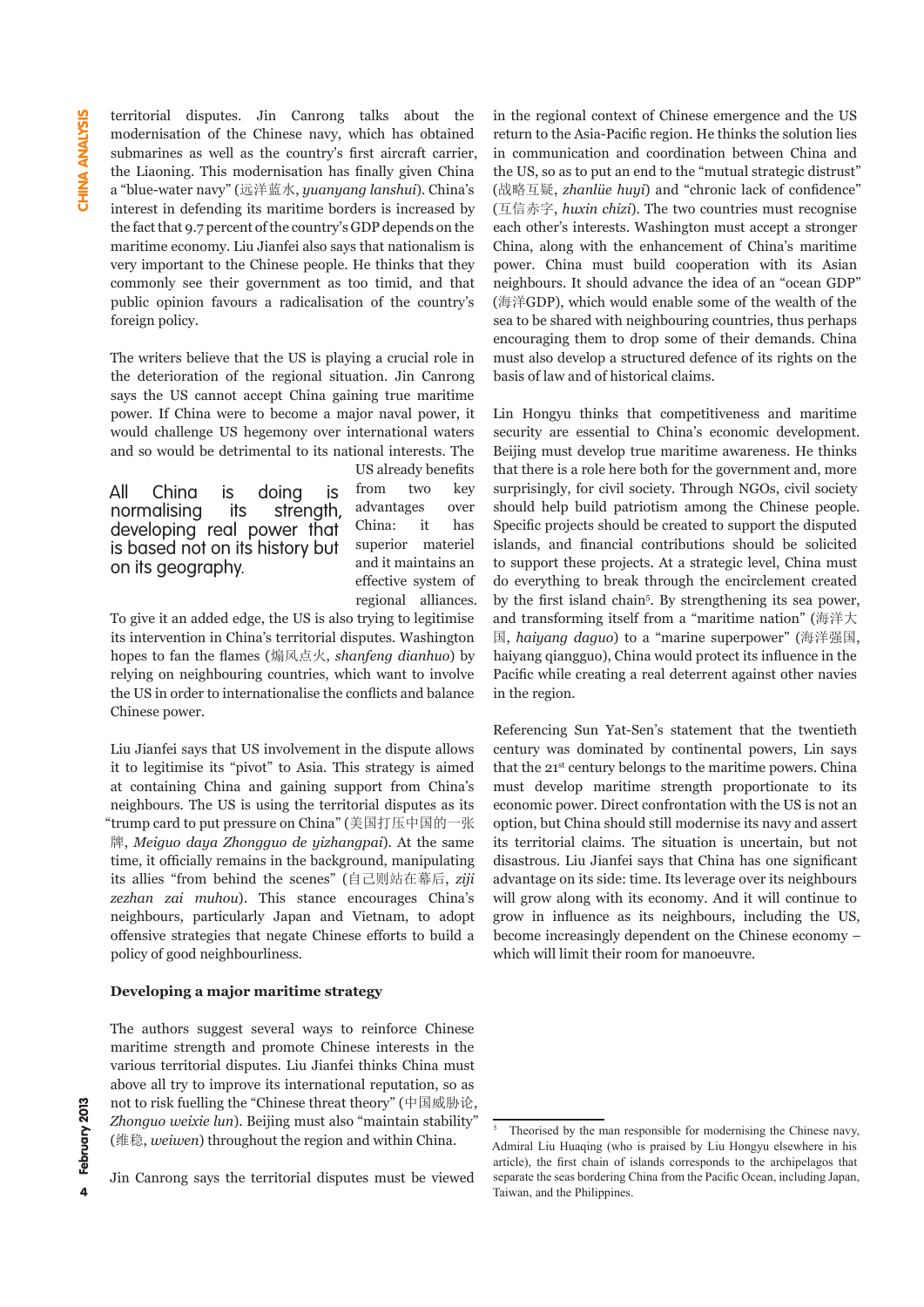territorial disputes. Jin Canrong talks about the modernisation of the Chinese navy, which has obtained submarines as well as the country's first aircraft carrier, the Liaoning. This modernisation has finally given China a "blue-water navy" (远洋蓝水, *yuanyang lanshui*). China's interest in defending its maritime borders is increased by the fact that 9.7 percent of the country's GDP depends on the maritime economy. Liu Jianfei also says that nationalism is very important to the Chinese people. He thinks that they commonly see their government as too timid, and that public opinion favours a radicalisation of the country's foreign policy.

The writers believe that the US is playing a crucial role in the deterioration of the regional situation. Jin Canrong says the US cannot accept China gaining true maritime power. If China were to become a major naval power, it would challenge US hegemony over international waters and so would be detrimental to its national interests. The US already benefits from two key advantages over China: it has superior materiel and it maintains an effective system of regional alliances. To give it an added edge, the US is also trying to legitimise its intervention in China's territorial disputes. Washington hopes to fan the flames (煽风点火, *shanfeng dianhuo*) by relying on neighbouring countries, which want to involve the US in order to internationalise the conflicts and balance Chinese power.

> All China is doing is normalising its strength, developing real power that is based not on its history but on its geography.

Liu Jianfei says that US involvement in the dispute allows it to legitimise its "pivot" to Asia. This strategy is aimed at containing China and gaining support from China's neighbours. The US is using the territorial disputes as its "trump card to put pressure on China" (美国打压中国的一张牌, *Meiguo daya Zhongguo de yizhangpai*). At the same time, it officially remains in the background, manipulating its allies "from behind the scenes" (自己则站在幕后, *ziji zezhan zai muhou*). This stance encourages China's neighbours, particularly Japan and Vietnam, to adopt offensive strategies that negate Chinese efforts to build a policy of good neighbourliness.

### Developing a major maritime strategy

The authors suggest several ways to reinforce Chinese maritime strength and promote Chinese interests in the various territorial disputes. Liu Jianfei thinks China must above all try to improve its international reputation, so as not to risk fuelling the "Chinese threat theory" (中国威胁论, *Zhonguo weixie lun*). Beijing must also "maintain stability" (维稳, *weiwen*) throughout the region and within China.

Jin Canrong says the territorial disputes must be viewed in the regional context of Chinese emergence and the US return to the Asia-Pacific region. He thinks the solution lies in communication and coordination between China and the US, so as to put an end to the "mutual strategic distrust" (战略互疑, *zhanlüe huyi*) and "chronic lack of confidence" (互信赤字, *huxin chizi*). The two countries must recognise each other's interests. Washington must accept a stronger China, along with the enhancement of China's maritime power. China must build cooperation with its Asian neighbours. It should advance the idea of an "ocean GDP" (海洋GDP), which would enable some of the wealth of the sea to be shared with neighbouring countries, thus perhaps encouraging them to drop some of their demands. China must also develop a structured defence of its rights on the basis of law and of historical claims.

Lin Hongyu thinks that competitiveness and maritime security are essential to China's economic development. Beijing must develop true maritime awareness. He thinks that there is a role here both for the government and, more surprisingly, for civil society. Through NGOs, civil society should help build patriotism among the Chinese people. Specific projects should be created to support the disputed islands, and financial contributions should be solicited to support these projects. At a strategic level, China must do everything to break through the encirclement created by the first island chain[5]. By strengthening its sea power, and transforming itself from a "maritime nation" (海洋大国, *haiyang daguo*) to a "marine superpower" (海洋强国, haiyang qiangguo), China would protect its influence in the Pacific while creating a real deterrent against other navies in the region.

Referencing Sun Yat-Sen's statement that the twentieth century was dominated by continental powers, Lin says that the 21st century belongs to the maritime powers. China must develop maritime strength proportionate to its economic power. Direct confrontation with the US is not an option, but China should still modernise its navy and assert its territorial claims. The situation is uncertain, but not disastrous. Liu Jianfei says that China has one significant advantage on its side: time. Its leverage over its neighbours will grow along with its economy. And it will continue to grow in influence as its neighbours, including the US, become increasingly dependent on the Chinese economy – which will limit their room for manoeuvre.

---

[5] Theorised by the man responsible for modernising the Chinese navy, Admiral Liu Huaqing (who is praised by Liu Hongyu elsewhere in his article), the first chain of islands corresponds to the archipelagos that separate the seas bordering China from the Pacific Ocean, including Japan, Taiwan, and the Philippines.